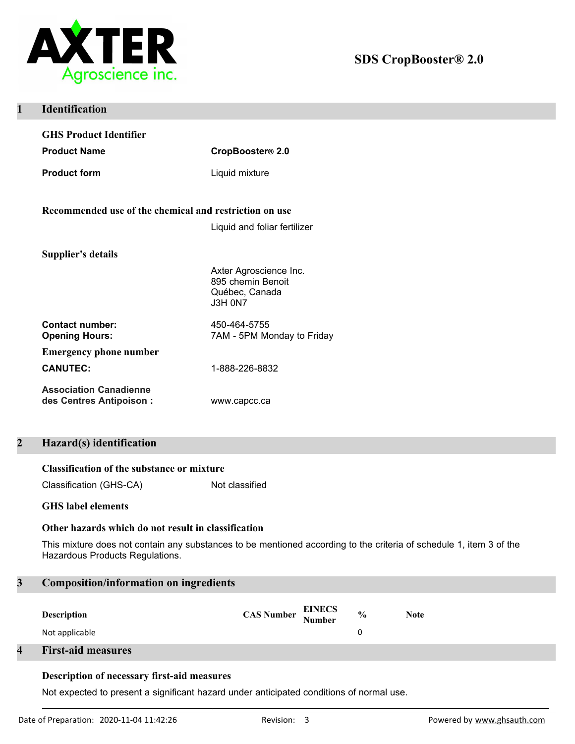# SDS CropBooster® 2.0

## 1 Identification

### GHS Product Identifier

**Product Name** — **CropBooster® 2.0**

**Product form** — Liquid mixture

### Recommended use of the chemical and restriction on use

Liquid and foliar fertilizer

### Supplier's details

Axter Agroscience Inc.
895 chemin Benoit
Québec, Canada
J3H 0N7

**Contact number:** 450-464-5755
**Opening Hours:** 7AM - 5PM Monday to Friday

### Emergency phone number

**CANUTEC:** 1-888-226-8832

**Association Canadienne des Centres Antipoison :** www.capcc.ca

## 2 Hazard(s) identification

### Classification of the substance or mixture

Classification (GHS-CA) — Not classified

### GHS label elements

### Other hazards which do not result in classification

This mixture does not contain any substances to be mentioned according to the criteria of schedule 1, item 3 of the Hazardous Products Regulations.

## 3 Composition/information on ingredients

| Description | CAS Number | EINECS Number | % | Note |
|---|---|---|---|---|
| Not applicable | | | 0 | |

## 4 First-aid measures

### Description of necessary first-aid measures

Not expected to present a significant hazard under anticipated conditions of normal use.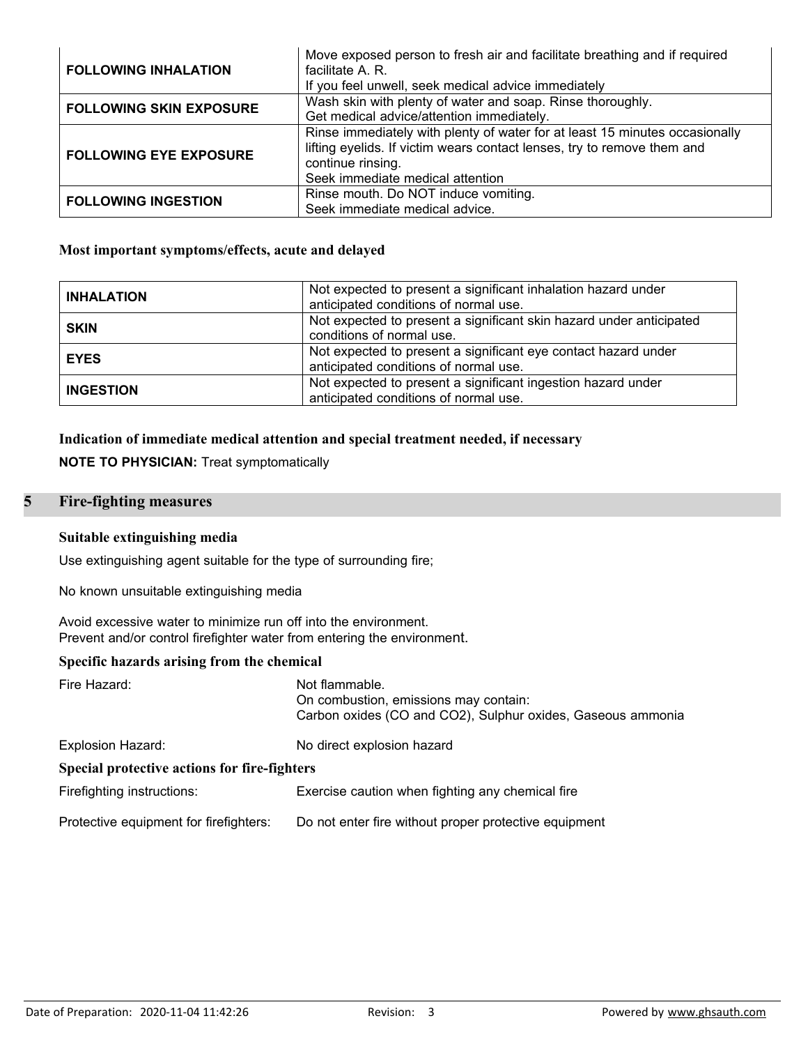| | |
|---|---|
| **FOLLOWING INHALATION** | Move exposed person to fresh air and facilitate breathing and if required facilitate A. R.<br>If you feel unwell, seek medical advice immediately |
| **FOLLOWING SKIN EXPOSURE** | Wash skin with plenty of water and soap. Rinse thoroughly.<br>Get medical advice/attention immediately. |
| **FOLLOWING EYE EXPOSURE** | Rinse immediately with plenty of water for at least 15 minutes occasionally lifting eyelids. If victim wears contact lenses, try to remove them and continue rinsing.<br>Seek immediate medical attention |
| **FOLLOWING INGESTION** | Rinse mouth. Do NOT induce vomiting.<br>Seek immediate medical advice. |

### Most important symptoms/effects, acute and delayed

| | |
|---|---|
| **INHALATION** | Not expected to present a significant inhalation hazard under anticipated conditions of normal use. |
| **SKIN** | Not expected to present a significant skin hazard under anticipated conditions of normal use. |
| **EYES** | Not expected to present a significant eye contact hazard under anticipated conditions of normal use. |
| **INGESTION** | Not expected to present a significant ingestion hazard under anticipated conditions of normal use. |

### Indication of immediate medical attention and special treatment needed, if necessary

**NOTE TO PHYSICIAN:** Treat symptomatically

## 5 Fire-fighting measures

### Suitable extinguishing media

Use extinguishing agent suitable for the type of surrounding fire;

No known unsuitable extinguishing media

Avoid excessive water to minimize run off into the environment.
Prevent and/or control firefighter water from entering the environment.

### Specific hazards arising from the chemical

| | |
|---|---|
| Fire Hazard: | Not flammable.<br>On combustion, emissions may contain:<br>Carbon oxides (CO and $CO_2$), Sulphur oxides, Gaseous ammonia |
| Explosion Hazard: | No direct explosion hazard |

### Special protective actions for fire-fighters

| | |
|---|---|
| Firefighting instructions: | Exercise caution when fighting any chemical fire |
| Protective equipment for firefighters: | Do not enter fire without proper protective equipment |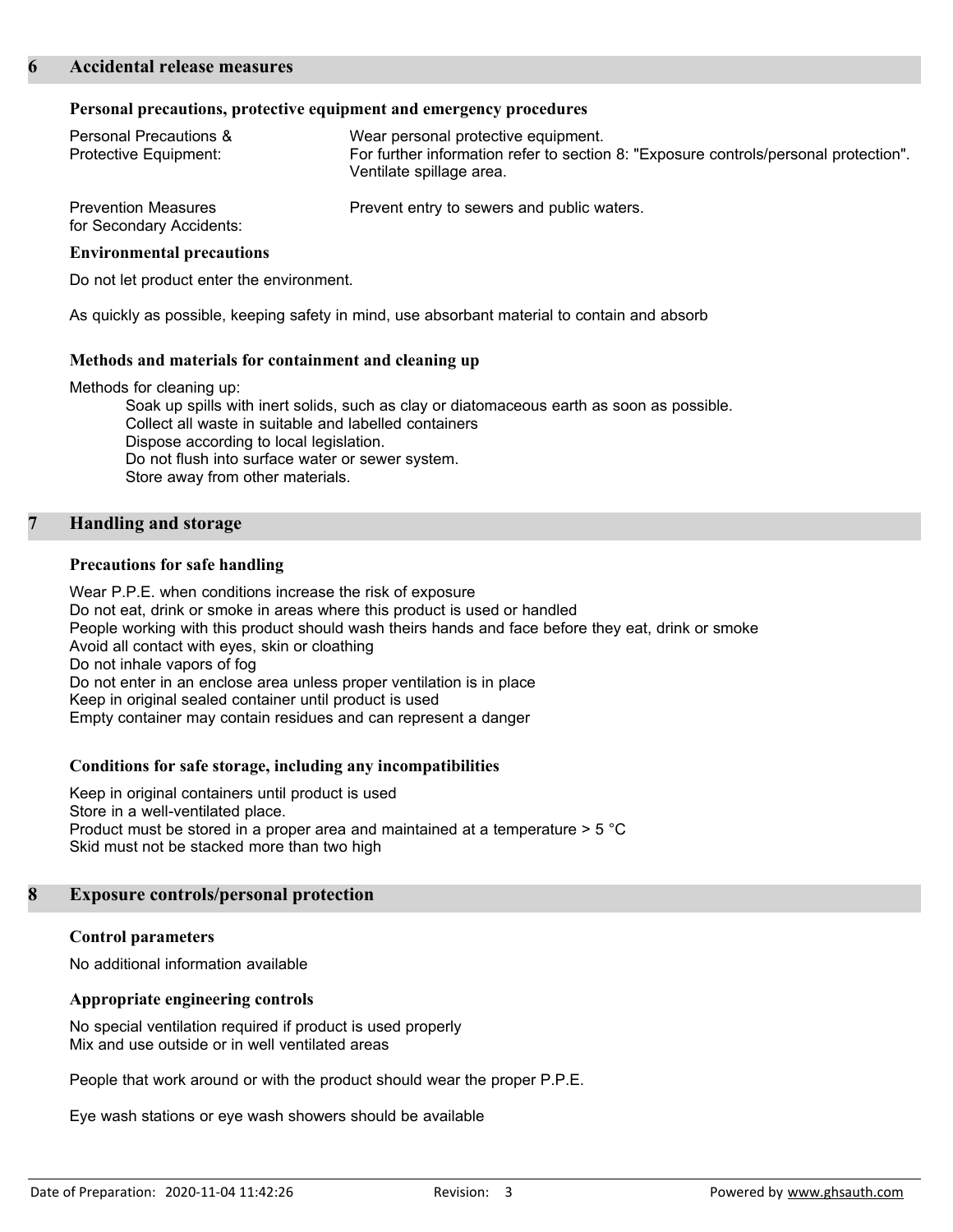## 6 Accidental release measures

### Personal precautions, protective equipment and emergency procedures

| | |
|---|---|
| Personal Precautions & Protective Equipment: | Wear personal protective equipment. For further information refer to section 8: "Exposure controls/personal protection". Ventilate spillage area. |
| Prevention Measures for Secondary Accidents: | Prevent entry to sewers and public waters. |

### Environmental precautions

Do not let product enter the environment.

As quickly as possible, keeping safety in mind, use absorbant material to contain and absorb

### Methods and materials for containment and cleaning up

Methods for cleaning up:

Soak up spills with inert solids, such as clay or diatomaceous earth as soon as possible.
Collect all waste in suitable and labelled containers
Dispose according to local legislation.
Do not flush into surface water or sewer system.
Store away from other materials.

## 7 Handling and storage

### Precautions for safe handling

Wear P.P.E. when conditions increase the risk of exposure
Do not eat, drink or smoke in areas where this product is used or handled
People working with this product should wash theirs hands and face before they eat, drink or smoke
Avoid all contact with eyes, skin or cloathing
Do not inhale vapors of fog
Do not enter in an enclose area unless proper ventilation is in place
Keep in original sealed container until product is used
Empty container may contain residues and can represent a danger

### Conditions for safe storage, including any incompatibilities

Keep in original containers until product is used
Store in a well-ventilated place.
Product must be stored in a proper area and maintained at a temperature > 5 °C
Skid must not be stacked more than two high

## 8 Exposure controls/personal protection

### Control parameters

No additional information available

### Appropriate engineering controls

No special ventilation required if product is used properly
Mix and use outside or in well ventilated areas

People that work around or with the product should wear the proper P.P.E.

Eye wash stations or eye wash showers should be available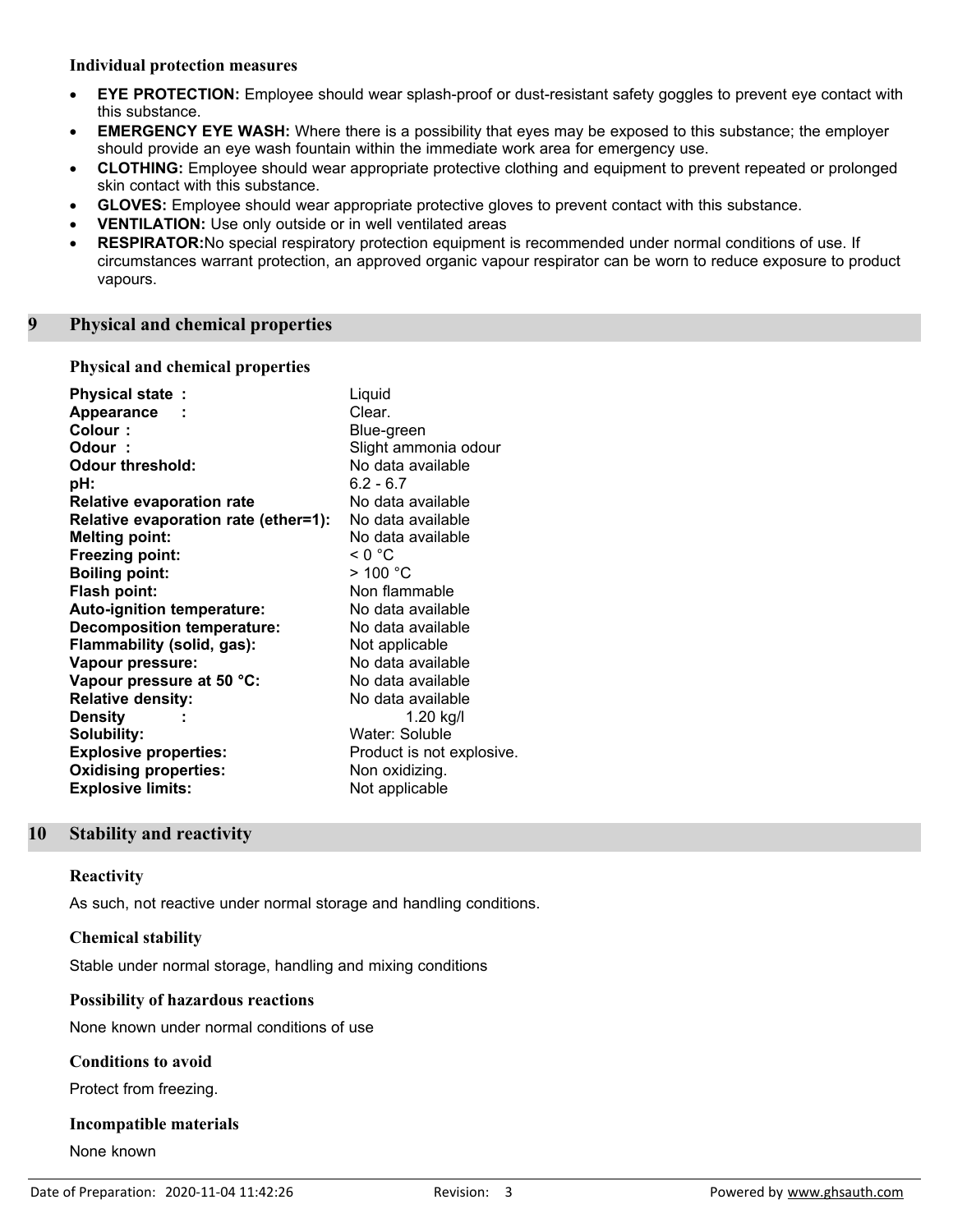### Individual protection measures

- **EYE PROTECTION:** Employee should wear splash-proof or dust-resistant safety goggles to prevent eye contact with this substance.
- **EMERGENCY EYE WASH:** Where there is a possibility that eyes may be exposed to this substance; the employer should provide an eye wash fountain within the immediate work area for emergency use.
- **CLOTHING:** Employee should wear appropriate protective clothing and equipment to prevent repeated or prolonged skin contact with this substance.
- **GLOVES:** Employee should wear appropriate protective gloves to prevent contact with this substance.
- **VENTILATION:** Use only outside or in well ventilated areas
- **RESPIRATOR:**No special respiratory protection equipment is recommended under normal conditions of use. If circumstances warrant protection, an approved organic vapour respirator can be worn to reduce exposure to product vapours.

## 9 Physical and chemical properties

### Physical and chemical properties

| | |
|---|---|
| **Physical state :** | Liquid |
| **Appearance :** | Clear. |
| **Colour :** | Blue-green |
| **Odour :** | Slight ammonia odour |
| **Odour threshold:** | No data available |
| **pH:** | 6.2 - 6.7 |
| **Relative evaporation rate** | No data available |
| **Relative evaporation rate (ether=1):** | No data available |
| **Melting point:** | No data available |
| **Freezing point:** | < 0 °C |
| **Boiling point:** | > 100 °C |
| **Flash point:** | Non flammable |
| **Auto-ignition temperature:** | No data available |
| **Decomposition temperature:** | No data available |
| **Flammability (solid, gas):** | Not applicable |
| **Vapour pressure:** | No data available |
| **Vapour pressure at 50 °C:** | No data available |
| **Relative density:** | No data available |
| **Density :** | 1.20 kg/l |
| **Solubility:** | Water: Soluble |
| **Explosive properties:** | Product is not explosive. |
| **Oxidising properties:** | Non oxidizing. |
| **Explosive limits:** | Not applicable |

## 10 Stability and reactivity

### Reactivity

As such, not reactive under normal storage and handling conditions.

### Chemical stability

Stable under normal storage, handling and mixing conditions

### Possibility of hazardous reactions

None known under normal conditions of use

### Conditions to avoid

Protect from freezing.

### Incompatible materials

None known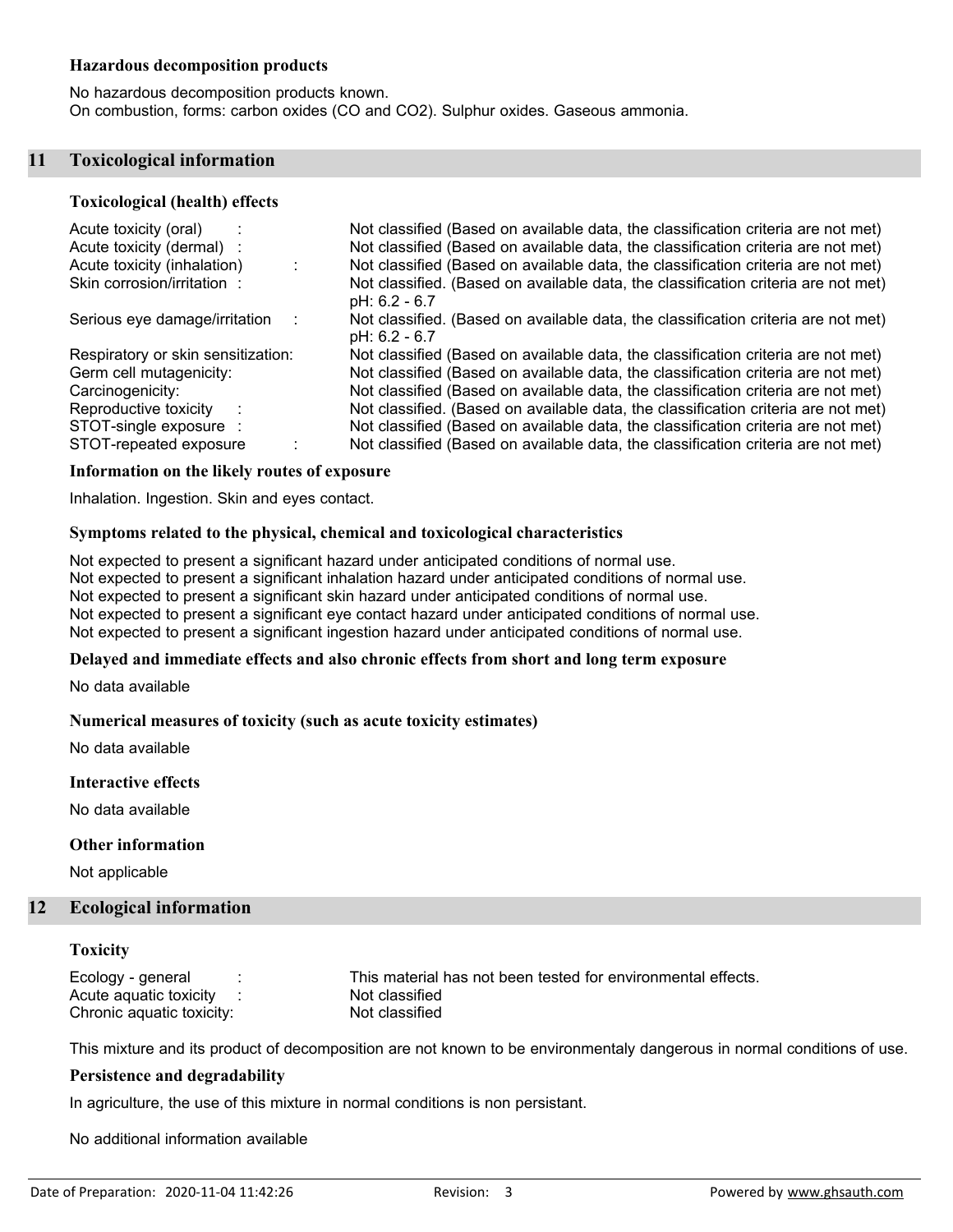### Hazardous decomposition products

No hazardous decomposition products known.
On combustion, forms: carbon oxides (CO and $CO_2$). Sulphur oxides. Gaseous ammonia.

## 11 Toxicological information

### Toxicological (health) effects

| | |
|---|---|
| Acute toxicity (oral) : | Not classified (Based on available data, the classification criteria are not met) |
| Acute toxicity (dermal) : | Not classified (Based on available data, the classification criteria are not met) |
| Acute toxicity (inhalation) : | Not classified (Based on available data, the classification criteria are not met) |
| Skin corrosion/irritation : | Not classified. (Based on available data, the classification criteria are not met) pH: 6.2 - 6.7 |
| Serious eye damage/irritation : | Not classified. (Based on available data, the classification criteria are not met) pH: 6.2 - 6.7 |
| Respiratory or skin sensitization: | Not classified (Based on available data, the classification criteria are not met) |
| Germ cell mutagenicity: | Not classified (Based on available data, the classification criteria are not met) |
| Carcinogenicity: | Not classified (Based on available data, the classification criteria are not met) |
| Reproductive toxicity : | Not classified. (Based on available data, the classification criteria are not met) |
| STOT-single exposure : | Not classified (Based on available data, the classification criteria are not met) |
| STOT-repeated exposure : | Not classified (Based on available data, the classification criteria are not met) |

### Information on the likely routes of exposure

Inhalation. Ingestion. Skin and eyes contact.

### Symptoms related to the physical, chemical and toxicological characteristics

Not expected to present a significant hazard under anticipated conditions of normal use.
Not expected to present a significant inhalation hazard under anticipated conditions of normal use.
Not expected to present a significant skin hazard under anticipated conditions of normal use.
Not expected to present a significant eye contact hazard under anticipated conditions of normal use.
Not expected to present a significant ingestion hazard under anticipated conditions of normal use.

### Delayed and immediate effects and also chronic effects from short and long term exposure

No data available

### Numerical measures of toxicity (such as acute toxicity estimates)

No data available

### Interactive effects

No data available

### Other information

Not applicable

## 12 Ecological information

### Toxicity

| | |
|---|---|
| Ecology - general : | This material has not been tested for environmental effects. |
| Acute aquatic toxicity : | Not classified |
| Chronic aquatic toxicity: | Not classified |

This mixture and its product of decomposition are not known to be environmentaly dangerous in normal conditions of use.

### Persistence and degradability

In agriculture, the use of this mixture in normal conditions is non persistant.

No additional information available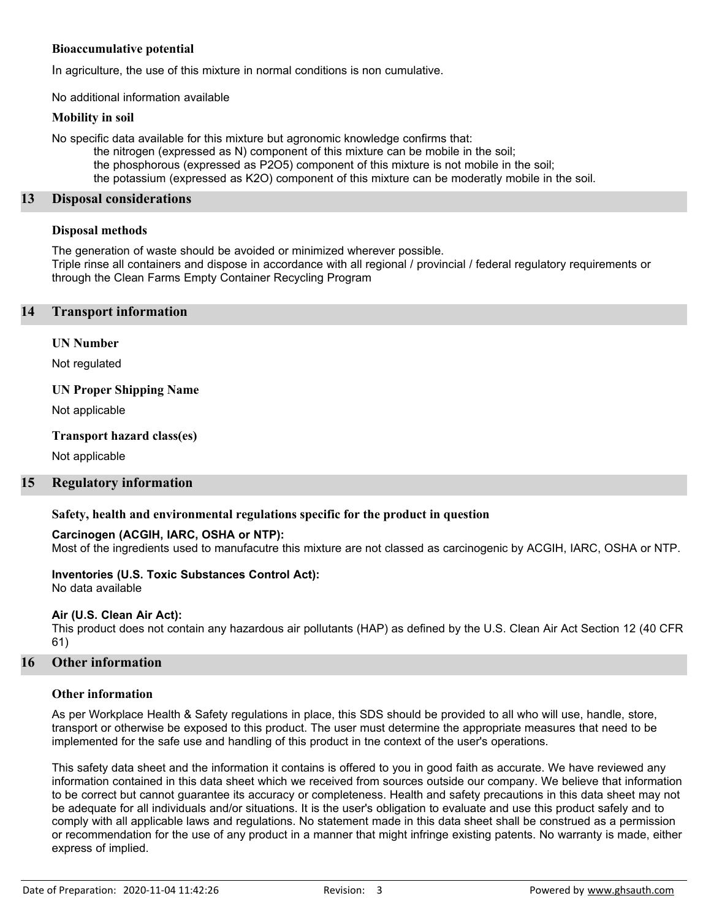### Bioaccumulative potential

In agriculture, the use of this mixture in normal conditions is non cumulative.

No additional information available

### Mobility in soil

No specific data available for this mixture but agronomic knowledge confirms that:

- the nitrogen (expressed as N) component of this mixture can be mobile in the soil;
- the phosphorous (expressed as $P_2O_5$) component of this mixture is not mobile in the soil;
- the potassium (expressed as $K_2O$) component of this mixture can be moderatly mobile in the soil.

## 13 Disposal considerations

### Disposal methods

The generation of waste should be avoided or minimized wherever possible.
Triple rinse all containers and dispose in accordance with all regional / provincial / federal regulatory requirements or through the Clean Farms Empty Container Recycling Program

## 14 Transport information

### UN Number

Not regulated

### UN Proper Shipping Name

Not applicable

### Transport hazard class(es)

Not applicable

## 15 Regulatory information

### Safety, health and environmental regulations specific for the product in question

**Carcinogen (ACGIH, IARC, OSHA or NTP):**
Most of the ingredients used to manufacutre this mixture are not classed as carcinogenic by ACGIH, IARC, OSHA or NTP.

**Inventories (U.S. Toxic Substances Control Act):**
No data available

**Air (U.S. Clean Air Act):**
This product does not contain any hazardous air pollutants (HAP) as defined by the U.S. Clean Air Act Section 12 (40 CFR 61)

## 16 Other information

### Other information

As per Workplace Health & Safety regulations in place, this SDS should be provided to all who will use, handle, store, transport or otherwise be exposed to this product. The user must determine the appropriate measures that need to be implemented for the safe use and handling of this product in tne context of the user's operations.

This safety data sheet and the information it contains is offered to you in good faith as accurate. We have reviewed any information contained in this data sheet which we received from sources outside our company. We believe that information to be correct but cannot guarantee its accuracy or completeness. Health and safety precautions in this data sheet may not be adequate for all individuals and/or situations. It is the user's obligation to evaluate and use this product safely and to comply with all applicable laws and regulations. No statement made in this data sheet shall be construed as a permission or recommendation for the use of any product in a manner that might infringe existing patents. No warranty is made, either express of implied.